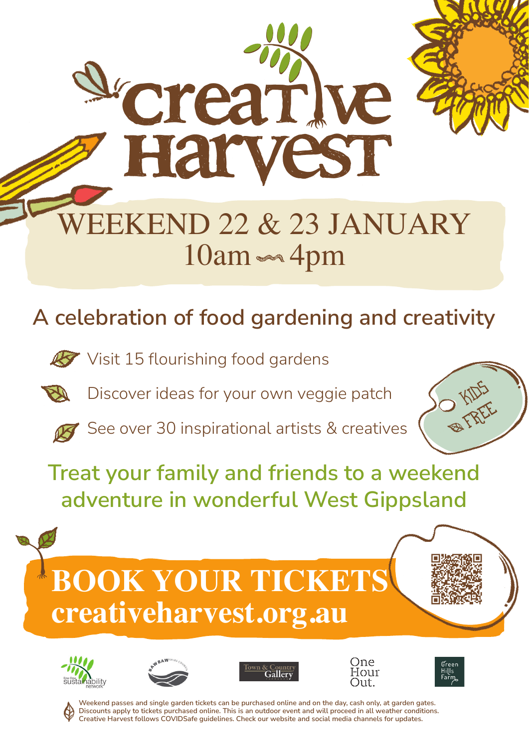# Creative Harvest

## WEEKEND 22 & 23 JANUARY
## 10am – 4pm

### A celebration of food gardening and creativity

- Visit 15 flourishing food gardens
- Discover ideas for your own veggie patch
- See over 30 inspirational artists & creatives

KIDS FREE

### Treat your family and friends to a weekend adventure in wonderful West Gippsland

## BOOK YOUR TICKETS
## creativeharvest.org.au

Baw Baw Sustainability Network · Baw Baw Shire Council · Town & Country Gallery · One Hour Out. · Green Hills Farm

Weekend passes and single garden tickets can be purchased online and on the day, cash only, at garden gates. Discounts apply to tickets purchased online. This is an outdoor event and will proceed in all weather conditions. Creative Harvest follows COVIDSafe guidelines. Check our website and social media channels for updates.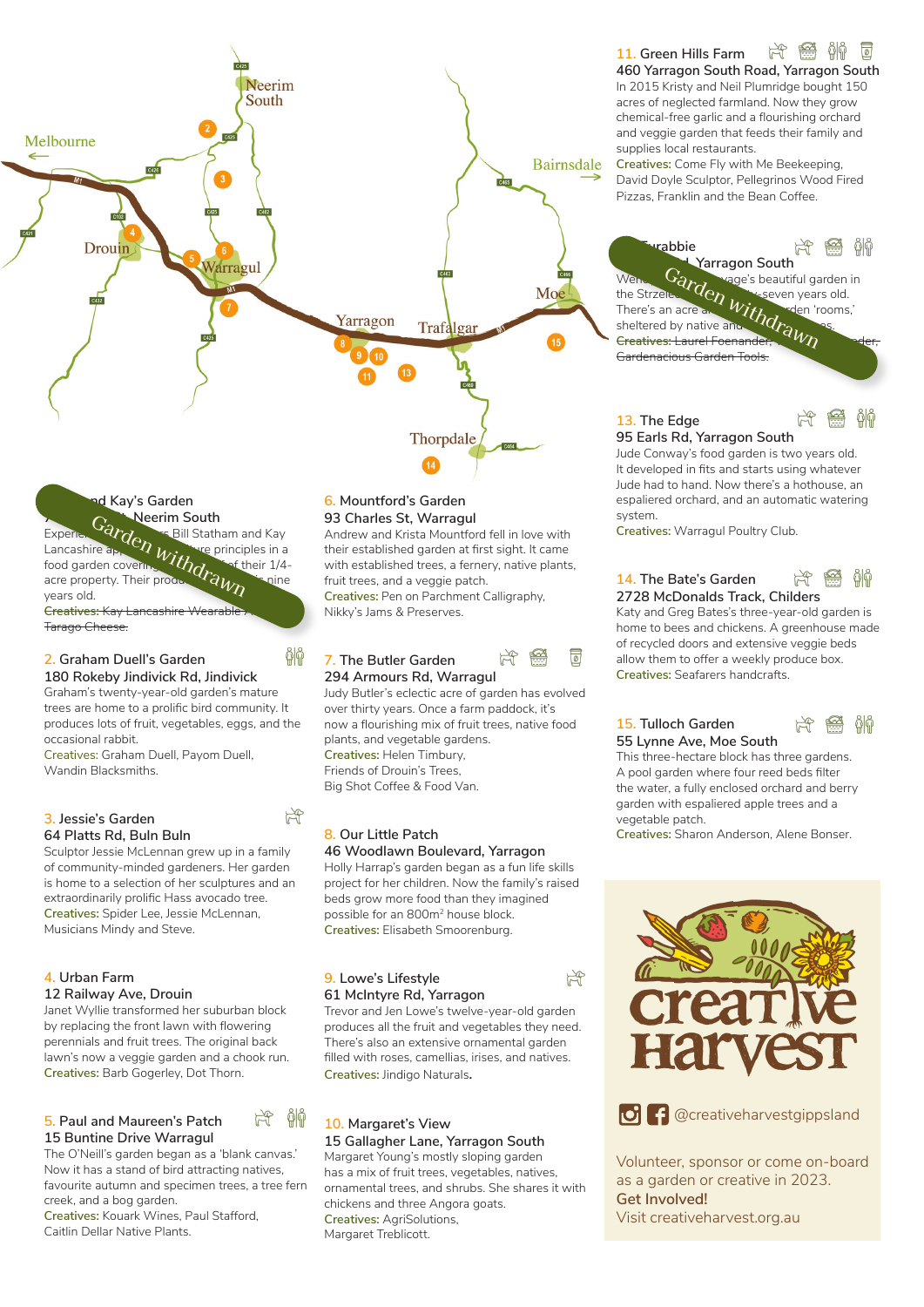Melbourne

Neerim South

Drouin

Warragul

Yarragon

Trafalgar

Moe

Bairnsdale

Thorpdale

## 1. ...nd Kay's Garden

**Garden withdrawn**

...t, Neerim South

Experie... Bill Statham and Kay Lancashire ap... ...re principles in a food garden coveri... ...of their 1/4-acre property. Their produ... ...s nine years old.

~~Creatives: Kay Lancashire Wearable A... Tarago Cheese.~~

## 2. Graham Duell's Garden

180 Rokeby Jindivick Rd, Jindivick

Graham's twenty-year-old garden's mature trees are home to a prolific bird community. It produces lots of fruit, vegetables, eggs, and the occasional rabbit.

Creatives: Graham Duell, Payom Duell, Wandin Blacksmiths.

## 3. Jessie's Garden

64 Platts Rd, Buln Buln

Sculptor Jessie McLennan grew up in a family of community-minded gardeners. Her garden is home to a selection of her sculptures and an extraordinarily prolific Hass avocado tree.

Creatives: Spider Lee, Jessie McLennan, Musicians Mindy and Steve.

## 4. Urban Farm

12 Railway Ave, Drouin

Janet Wyllie transformed her suburban block by replacing the front lawn with flowering perennials and fruit trees. The original back lawn's now a veggie garden and a chook run.

Creatives: Barb Gogerley, Dot Thorn.

## 5. Paul and Maureen's Patch

15 Buntine Drive Warragul

The O'Neill's garden began as a 'blank canvas.' Now it has a stand of bird attracting natives, favourite autumn and specimen trees, a tree fern creek, and a bog garden.

Creatives: Kouark Wines, Paul Stafford, Caitlin Dellar Native Plants.

## 6. Mountford's Garden

93 Charles St, Warragul

Andrew and Krista Mountford fell in love with their established garden at first sight. It came with established trees, a fernery, native plants, fruit trees, and a veggie patch.

Creatives: Pen on Parchment Calligraphy, Nikky's Jams & Preserves.

## 7. The Butler Garden

294 Armours Rd, Warragul

Judy Butler's eclectic acre of garden has evolved over thirty years. Once a farm paddock, it's now a flourishing mix of fruit trees, native food plants, and vegetable gardens.

Creatives: Helen Timbury, Friends of Drouin's Trees, Big Shot Coffee & Food Van.

## 8. Our Little Patch

46 Woodlawn Boulevard, Yarragon

Holly Harrap's garden began as a fun life skills project for her children. Now the family's raised beds grow more food than they imagined possible for an 800m² house block.

Creatives: Elisabeth Smoorenburg.

## 9. Lowe's Lifestyle

61 McIntyre Rd, Yarragon

Trevor and Jen Lowe's twelve-year-old garden produces all the fruit and vegetables they need. There's also an extensive ornamental garden filled with roses, camellias, irises, and natives.

Creatives: Jindigo Naturals.

## 10. Margaret's View

15 Gallagher Lane, Yarragon South

Margaret Young's mostly sloping garden has a mix of fruit trees, vegetables, natives, ornamental trees, and shrubs. She shares it with chickens and three Angora goats.

Creatives: AgriSolutions, Margaret Treblicott.

## 11. Green Hills Farm

460 Yarragon South Road, Yarragon South

In 2015 Kristy and Neil Plumridge bought 150 acres of neglected farmland. Now they grow chemical-free garlic and a flourishing orchard and veggie garden that feeds their family and supplies local restaurants.

Creatives: Come Fly with Me Beekeeping, David Doyle Sculptor, Pellegrinos Wood Fired Pizzas, Franklin and the Bean Coffee.

## 12. ...urabbie

**Garden withdrawn**

...d, Yarragon South

Wen... ...vage's beautiful garden in the Strzele... ...-seven years old. There's an acre a... ...rden 'rooms,' sheltered by native an... ...s.

~~Creatives: Laurel Foenander, ... ...der, Gardenacious Garden Tools.~~

## 13. The Edge

95 Earls Rd, Yarragon South

Jude Conway's food garden is two years old. It developed in fits and starts using whatever Jude had to hand. Now there's a hothouse, an espaliered orchard, and an automatic watering system.

Creatives: Warragul Poultry Club.

## 14. The Bate's Garden

2728 McDonalds Track, Childers

Katy and Greg Bates's three-year-old garden is home to bees and chickens. A greenhouse made of recycled doors and extensive veggie beds allow them to offer a weekly produce box.

Creatives: Seafarers handcrafts.

## 15. Tulloch Garden

55 Lynne Ave, Moe South

This three-hectare block has three gardens. A pool garden where four reed beds filter the water, a fully enclosed orchard and berry garden with espaliered apple trees and a vegetable patch.

Creatives: Sharon Anderson, Alene Bonser.

**creative harvest**

@creativeharvestgippsland

Volunteer, sponsor or come on-board as a garden or creative in 2023.

**Get Involved!**

Visit creativeharvest.org.au